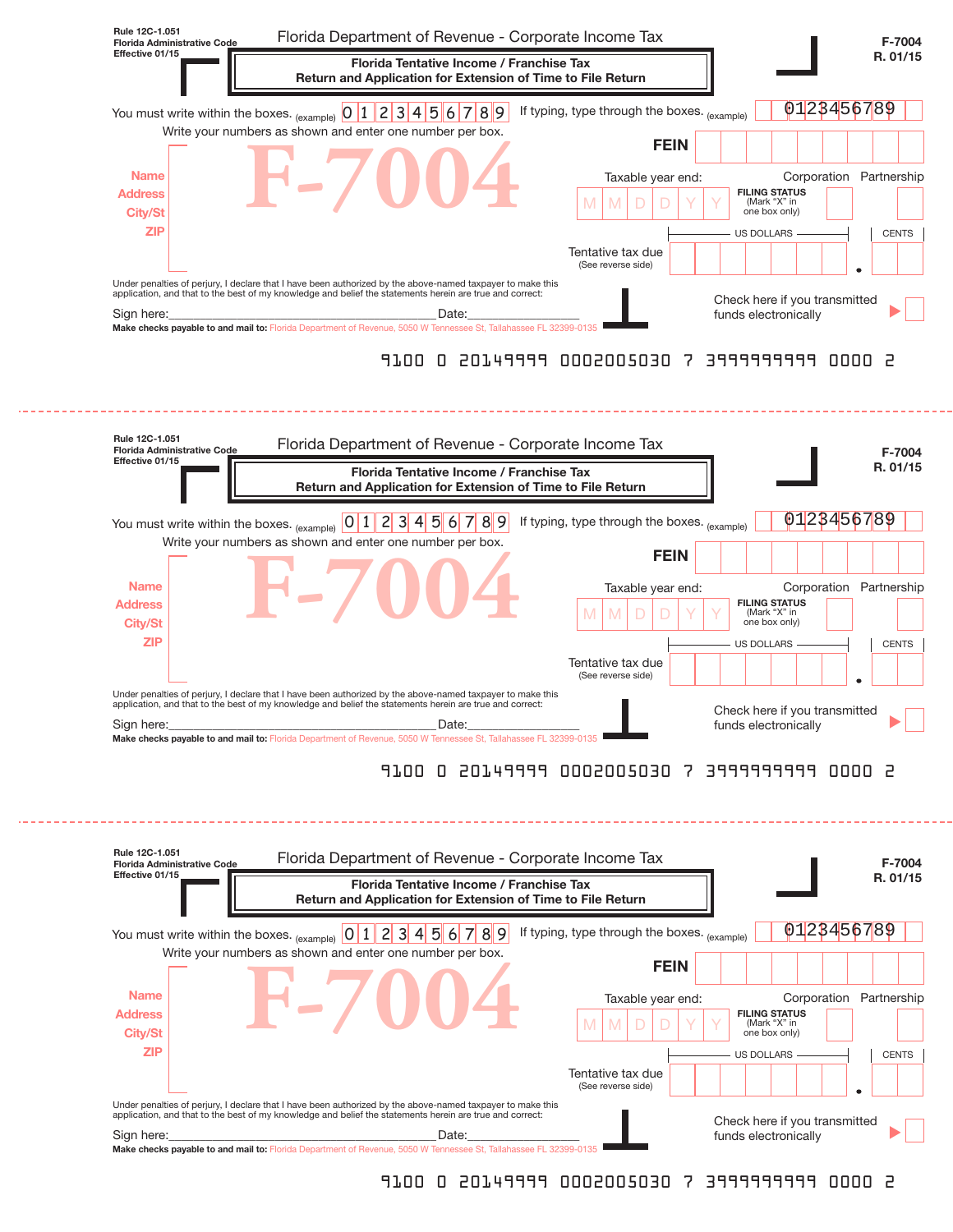Rule 12C-1.051
Florida Administrative Code
Effective 01/15

Florida Department of Revenue - Corporate Income Tax

**Florida Tentative Income / Franchise Tax**
**Return and Application for Extension of Time to File Return**

F-7004
R. 01/15

You must write within the boxes. (example) 0 1 2 3 4 5 6 7 8 9 If typing, type through the boxes. (example) 0123456789

Write your numbers as shown and enter one number per box.

**FEIN**

Name
Address
City/St
ZIP

F-7004

Taxable year end: M M D D Y Y

**FILING STATUS** (Mark "X" in one box only) Corporation Partnership

Tentative tax due (See reverse side) US DOLLARS . CENTS

Under penalties of perjury, I declare that I have been authorized by the above-named taxpayer to make this application, and that to the best of my knowledge and belief the statements herein are true and correct:

Sign here:_______________________________ Date:______________

Check here if you transmitted funds electronically

**Make checks payable to and mail to:** Florida Department of Revenue, 5050 W Tennessee St, Tallahassee FL 32399-0135

9100 0 20149999 0002005030 7 3999999999 0000 2

---

Rule 12C-1.051
Florida Administrative Code
Effective 01/15

Florida Department of Revenue - Corporate Income Tax

**Florida Tentative Income / Franchise Tax**
**Return and Application for Extension of Time to File Return**

F-7004
R. 01/15

You must write within the boxes. (example) 0 1 2 3 4 5 6 7 8 9 If typing, type through the boxes. (example) 0123456789

Write your numbers as shown and enter one number per box.

**FEIN**

Name
Address
City/St
ZIP

F-7004

Taxable year end: M M D D Y Y

**FILING STATUS** (Mark "X" in one box only) Corporation Partnership

Tentative tax due (See reverse side) US DOLLARS . CENTS

Under penalties of perjury, I declare that I have been authorized by the above-named taxpayer to make this application, and that to the best of my knowledge and belief the statements herein are true and correct:

Sign here:_______________________________ Date:______________

Check here if you transmitted funds electronically

**Make checks payable to and mail to:** Florida Department of Revenue, 5050 W Tennessee St, Tallahassee FL 32399-0135

9100 0 20149999 0002005030 7 3999999999 0000 2

---

Rule 12C-1.051
Florida Administrative Code
Effective 01/15

Florida Department of Revenue - Corporate Income Tax

**Florida Tentative Income / Franchise Tax**
**Return and Application for Extension of Time to File Return**

F-7004
R. 01/15

You must write within the boxes. (example) 0 1 2 3 4 5 6 7 8 9 If typing, type through the boxes. (example) 0123456789

Write your numbers as shown and enter one number per box.

**FEIN**

Name
Address
City/St
ZIP

F-7004

Taxable year end: M M D D Y Y

**FILING STATUS** (Mark "X" in one box only) Corporation Partnership

Tentative tax due (See reverse side) US DOLLARS . CENTS

Under penalties of perjury, I declare that I have been authorized by the above-named taxpayer to make this application, and that to the best of my knowledge and belief the statements herein are true and correct:

Sign here:_______________________________ Date:______________

Check here if you transmitted funds electronically

**Make checks payable to and mail to:** Florida Department of Revenue, 5050 W Tennessee St, Tallahassee FL 32399-0135

9100 0 20149999 0002005030 7 3999999999 0000 2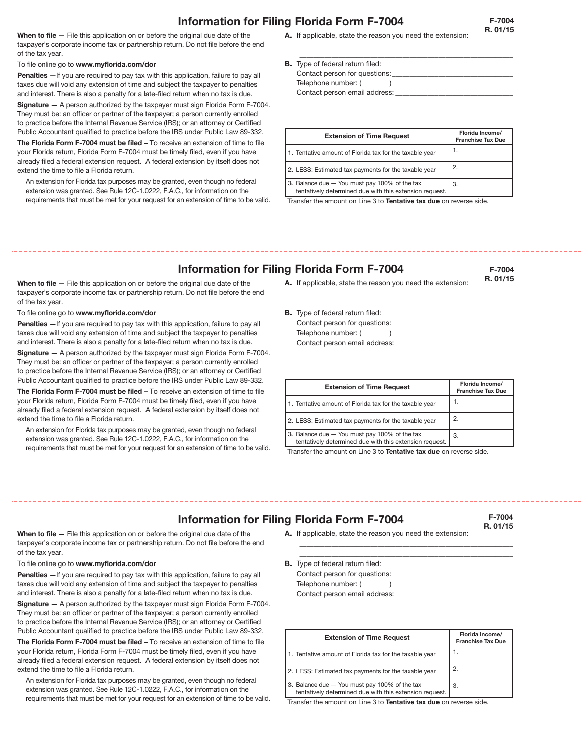# Information for Filing Florida Form F-7004

F-7004
R. 01/15

**When to file —** File this application on or before the original due date of the taxpayer's corporate income tax or partnership return. Do not file before the end of the tax year.

To file online go to **www.myflorida.com/dor**

**Penalties —** If you are required to pay tax with this application, failure to pay all taxes due will void any extension of time and subject the taxpayer to penalties and interest. There is also a penalty for a late-filed return when no tax is due.

**Signature —** A person authorized by the taxpayer must sign Florida Form F-7004. They must be: an officer or partner of the taxpayer; a person currently enrolled to practice before the Internal Revenue Service (IRS); or an attorney or Certified Public Accountant qualified to practice before the IRS under Public Law 89-332.

**The Florida Form F-7004 must be filed –** To receive an extension of time to file your Florida return, Florida Form F-7004 must be timely filed, even if you have already filed a federal extension request. A federal extension by itself does not extend the time to file a Florida return.

An extension for Florida tax purposes may be granted, even though no federal extension was granted. See Rule 12C-1.0222, F.A.C., for information on the requirements that must be met for your request for an extension of time to be valid.

**A.** If applicable, state the reason you need the extension:

\_\_\_\_\_\_\_\_\_\_\_\_\_\_\_\_\_\_\_\_\_\_\_\_\_\_\_\_\_\_\_\_\_\_\_\_\_\_\_\_\_\_\_\_\_\_\_\_

\_\_\_\_\_\_\_\_\_\_\_\_\_\_\_\_\_\_\_\_\_\_\_\_\_\_\_\_\_\_\_\_\_\_\_\_\_\_\_\_\_\_\_\_\_\_\_\_

**B.** Type of federal return filed:\_\_\_\_\_\_\_\_\_\_\_\_\_\_\_\_\_\_\_\_\_\_\_\_\_\_

Contact person for questions:\_\_\_\_\_\_\_\_\_\_\_\_\_\_\_\_\_\_\_\_\_\_\_\_\_\_

Telephone number: (\_\_\_\_\_\_\_) \_\_\_\_\_\_\_\_\_\_\_\_\_\_\_\_\_\_\_\_\_\_\_\_\_\_

Contact person email address: \_\_\_\_\_\_\_\_\_\_\_\_\_\_\_\_\_\_\_\_\_\_\_\_\_\_

| Extension of Time Request | Florida Income/ Franchise Tax Due |
|---|---|
| 1. Tentative amount of Florida tax for the taxable year | 1. |
| 2. LESS: Estimated tax payments for the taxable year | 2. |
| 3. Balance due — You must pay 100% of the tax tentatively determined due with this extension request. | 3. |

Transfer the amount on Line 3 to **Tentative tax due** on reverse side.

---

# Information for Filing Florida Form F-7004

F-7004
R. 01/15

**When to file —** File this application on or before the original due date of the taxpayer's corporate income tax or partnership return. Do not file before the end of the tax year.

To file online go to **www.myflorida.com/dor**

**Penalties —** If you are required to pay tax with this application, failure to pay all taxes due will void any extension of time and subject the taxpayer to penalties and interest. There is also a penalty for a late-filed return when no tax is due.

**Signature —** A person authorized by the taxpayer must sign Florida Form F-7004. They must be: an officer or partner of the taxpayer; a person currently enrolled to practice before the Internal Revenue Service (IRS); or an attorney or Certified Public Accountant qualified to practice before the IRS under Public Law 89-332.

**The Florida Form F-7004 must be filed –** To receive an extension of time to file your Florida return, Florida Form F-7004 must be timely filed, even if you have already filed a federal extension request. A federal extension by itself does not extend the time to file a Florida return.

An extension for Florida tax purposes may be granted, even though no federal extension was granted. See Rule 12C-1.0222, F.A.C., for information on the requirements that must be met for your request for an extension of time to be valid.

**A.** If applicable, state the reason you need the extension:

\_\_\_\_\_\_\_\_\_\_\_\_\_\_\_\_\_\_\_\_\_\_\_\_\_\_\_\_\_\_\_\_\_\_\_\_\_\_\_\_\_\_\_\_\_\_\_\_

\_\_\_\_\_\_\_\_\_\_\_\_\_\_\_\_\_\_\_\_\_\_\_\_\_\_\_\_\_\_\_\_\_\_\_\_\_\_\_\_\_\_\_\_\_\_\_\_

**B.** Type of federal return filed:\_\_\_\_\_\_\_\_\_\_\_\_\_\_\_\_\_\_\_\_\_\_\_\_\_\_

Contact person for questions:\_\_\_\_\_\_\_\_\_\_\_\_\_\_\_\_\_\_\_\_\_\_\_\_\_\_

Telephone number: (\_\_\_\_\_\_\_) \_\_\_\_\_\_\_\_\_\_\_\_\_\_\_\_\_\_\_\_\_\_\_\_\_\_

Contact person email address: \_\_\_\_\_\_\_\_\_\_\_\_\_\_\_\_\_\_\_\_\_\_\_\_\_\_

| Extension of Time Request | Florida Income/ Franchise Tax Due |
|---|---|
| 1. Tentative amount of Florida tax for the taxable year | 1. |
| 2. LESS: Estimated tax payments for the taxable year | 2. |
| 3. Balance due — You must pay 100% of the tax tentatively determined due with this extension request. | 3. |

Transfer the amount on Line 3 to **Tentative tax due** on reverse side.

---

# Information for Filing Florida Form F-7004

F-7004
R. 01/15

**When to file —** File this application on or before the original due date of the taxpayer's corporate income tax or partnership return. Do not file before the end of the tax year.

To file online go to **www.myflorida.com/dor**

**Penalties —** If you are required to pay tax with this application, failure to pay all taxes due will void any extension of time and subject the taxpayer to penalties and interest. There is also a penalty for a late-filed return when no tax is due.

**Signature —** A person authorized by the taxpayer must sign Florida Form F-7004. They must be: an officer or partner of the taxpayer; a person currently enrolled to practice before the Internal Revenue Service (IRS); or an attorney or Certified Public Accountant qualified to practice before the IRS under Public Law 89-332.

**The Florida Form F-7004 must be filed –** To receive an extension of time to file your Florida return, Florida Form F-7004 must be timely filed, even if you have already filed a federal extension request. A federal extension by itself does not extend the time to file a Florida return.

An extension for Florida tax purposes may be granted, even though no federal extension was granted. See Rule 12C-1.0222, F.A.C., for information on the requirements that must be met for your request for an extension of time to be valid.

**A.** If applicable, state the reason you need the extension:

\_\_\_\_\_\_\_\_\_\_\_\_\_\_\_\_\_\_\_\_\_\_\_\_\_\_\_\_\_\_\_\_\_\_\_\_\_\_\_\_\_\_\_\_\_\_\_\_

\_\_\_\_\_\_\_\_\_\_\_\_\_\_\_\_\_\_\_\_\_\_\_\_\_\_\_\_\_\_\_\_\_\_\_\_\_\_\_\_\_\_\_\_\_\_\_\_

**B.** Type of federal return filed:\_\_\_\_\_\_\_\_\_\_\_\_\_\_\_\_\_\_\_\_\_\_\_\_\_\_

Contact person for questions:\_\_\_\_\_\_\_\_\_\_\_\_\_\_\_\_\_\_\_\_\_\_\_\_\_\_

Telephone number: (\_\_\_\_\_\_\_) \_\_\_\_\_\_\_\_\_\_\_\_\_\_\_\_\_\_\_\_\_\_\_\_\_\_

Contact person email address: \_\_\_\_\_\_\_\_\_\_\_\_\_\_\_\_\_\_\_\_\_\_\_\_\_\_

| Extension of Time Request | Florida Income/ Franchise Tax Due |
|---|---|
| 1. Tentative amount of Florida tax for the taxable year | 1. |
| 2. LESS: Estimated tax payments for the taxable year | 2. |
| 3. Balance due — You must pay 100% of the tax tentatively determined due with this extension request. | 3. |

Transfer the amount on Line 3 to **Tentative tax due** on reverse side.